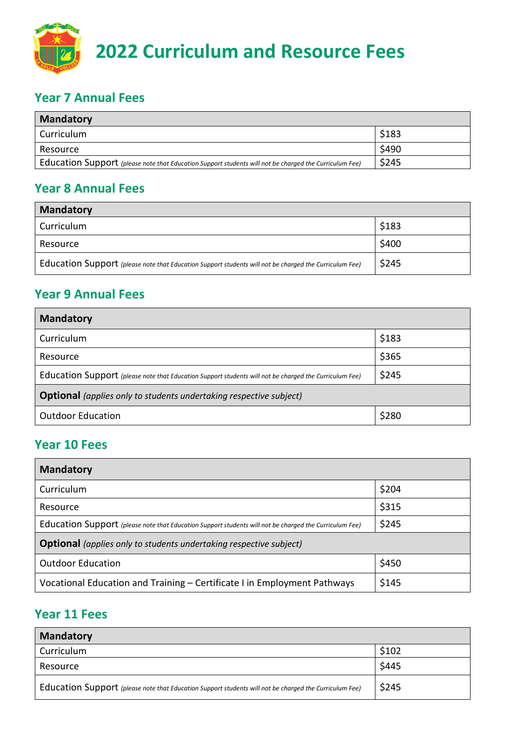# 2022 Curriculum and Resource Fees

## Year 7 Annual Fees

| **Mandatory** | |
|---|---|
| Curriculum | $183 |
| Resource | $490 |
| Education Support *(please note that Education Support students will not be charged the Curriculum Fee)* | $245 |

## Year 8 Annual Fees

| **Mandatory** | |
|---|---|
| Curriculum | $183 |
| Resource | $400 |
| Education Support *(please note that Education Support students will not be charged the Curriculum Fee)* | $245 |

## Year 9 Annual Fees

| **Mandatory** | |
|---|---|
| Curriculum | $183 |
| Resource | $365 |
| Education Support *(please note that Education Support students will not be charged the Curriculum Fee)* | $245 |
| **Optional** *(applies only to students undertaking respective subject)* | |
| Outdoor Education | $280 |

## Year 10 Fees

| **Mandatory** | |
|---|---|
| Curriculum | $204 |
| Resource | $315 |
| Education Support *(please note that Education Support students will not be charged the Curriculum Fee)* | $245 |
| **Optional** *(applies only to students undertaking respective subject)* | |
| Outdoor Education | $450 |
| Vocational Education and Training – Certificate I in Employment Pathways | $145 |

## Year 11 Fees

| **Mandatory** | |
|---|---|
| Curriculum | $102 |
| Resource | $445 |
| Education Support *(please note that Education Support students will not be charged the Curriculum Fee)* | $245 |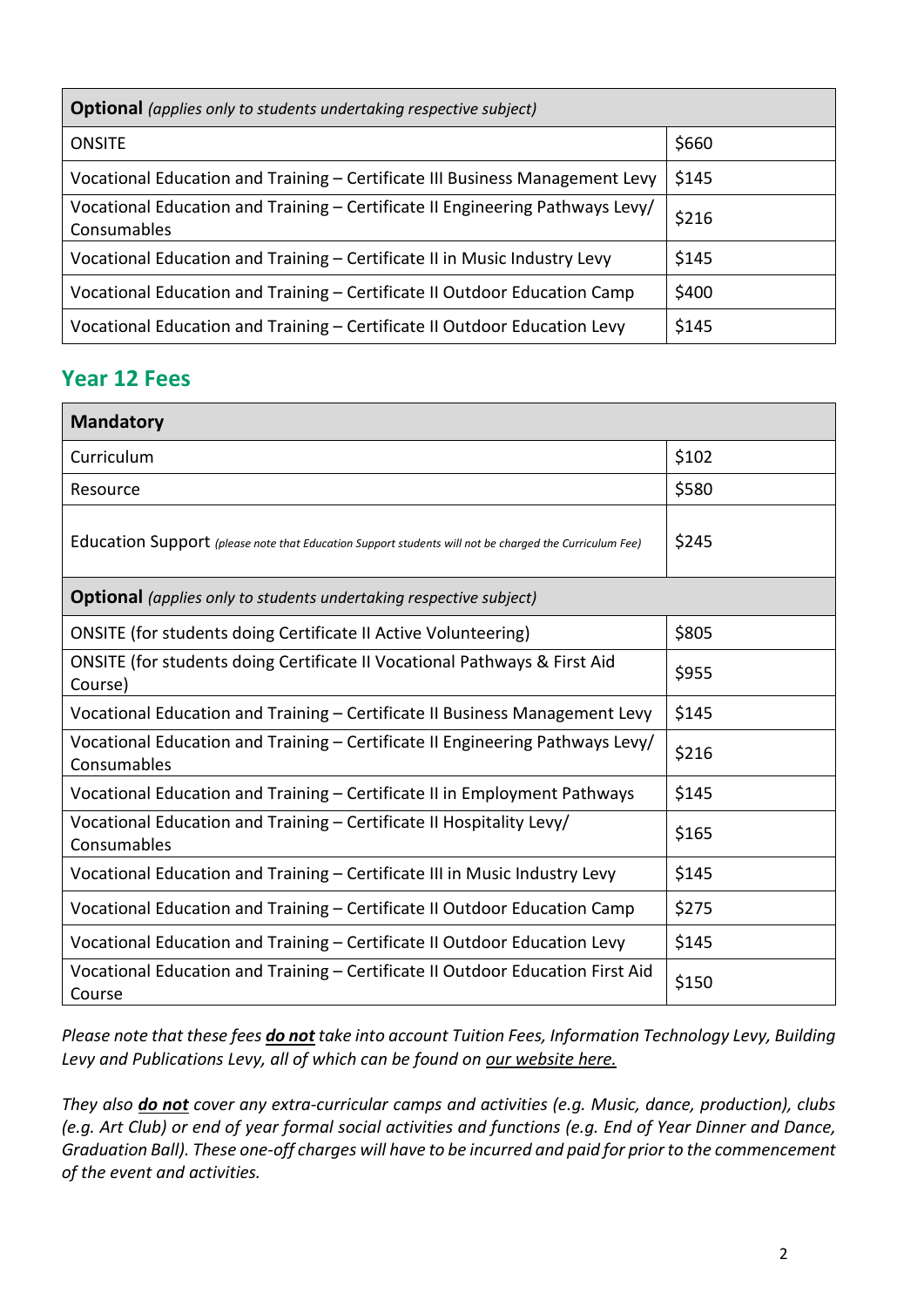| **Optional** *(applies only to students undertaking respective subject)* | |
|---|---|
| ONSITE | $660 |
| Vocational Education and Training – Certificate III Business Management Levy | $145 |
| Vocational Education and Training – Certificate II Engineering Pathways Levy/ Consumables | $216 |
| Vocational Education and Training – Certificate II in Music Industry Levy | $145 |
| Vocational Education and Training – Certificate II Outdoor Education Camp | $400 |
| Vocational Education and Training – Certificate II Outdoor Education Levy | $145 |

## Year 12 Fees

| **Mandatory** | |
|---|---|
| Curriculum | $102 |
| Resource | $580 |
| Education Support *(please note that Education Support students will not be charged the Curriculum Fee)* | $245 |
| **Optional** *(applies only to students undertaking respective subject)* | |
| ONSITE (for students doing Certificate II Active Volunteering) | $805 |
| ONSITE (for students doing Certificate II Vocational Pathways & First Aid Course) | $955 |
| Vocational Education and Training – Certificate II Business Management Levy | $145 |
| Vocational Education and Training – Certificate II Engineering Pathways Levy/ Consumables | $216 |
| Vocational Education and Training – Certificate II in Employment Pathways | $145 |
| Vocational Education and Training – Certificate II Hospitality Levy/ Consumables | $165 |
| Vocational Education and Training – Certificate III in Music Industry Levy | $145 |
| Vocational Education and Training – Certificate II Outdoor Education Camp | $275 |
| Vocational Education and Training – Certificate II Outdoor Education Levy | $145 |
| Vocational Education and Training – Certificate II Outdoor Education First Aid Course | $150 |

*Please note that these fees* ***do not*** *take into account Tuition Fees, Information Technology Levy, Building Levy and Publications Levy, all of which can be found on our website here.*

*They also* ***do not*** *cover any extra-curricular camps and activities (e.g. Music, dance, production), clubs (e.g. Art Club) or end of year formal social activities and functions (e.g. End of Year Dinner and Dance, Graduation Ball). These one-off charges will have to be incurred and paid for prior to the commencement of the event and activities.*